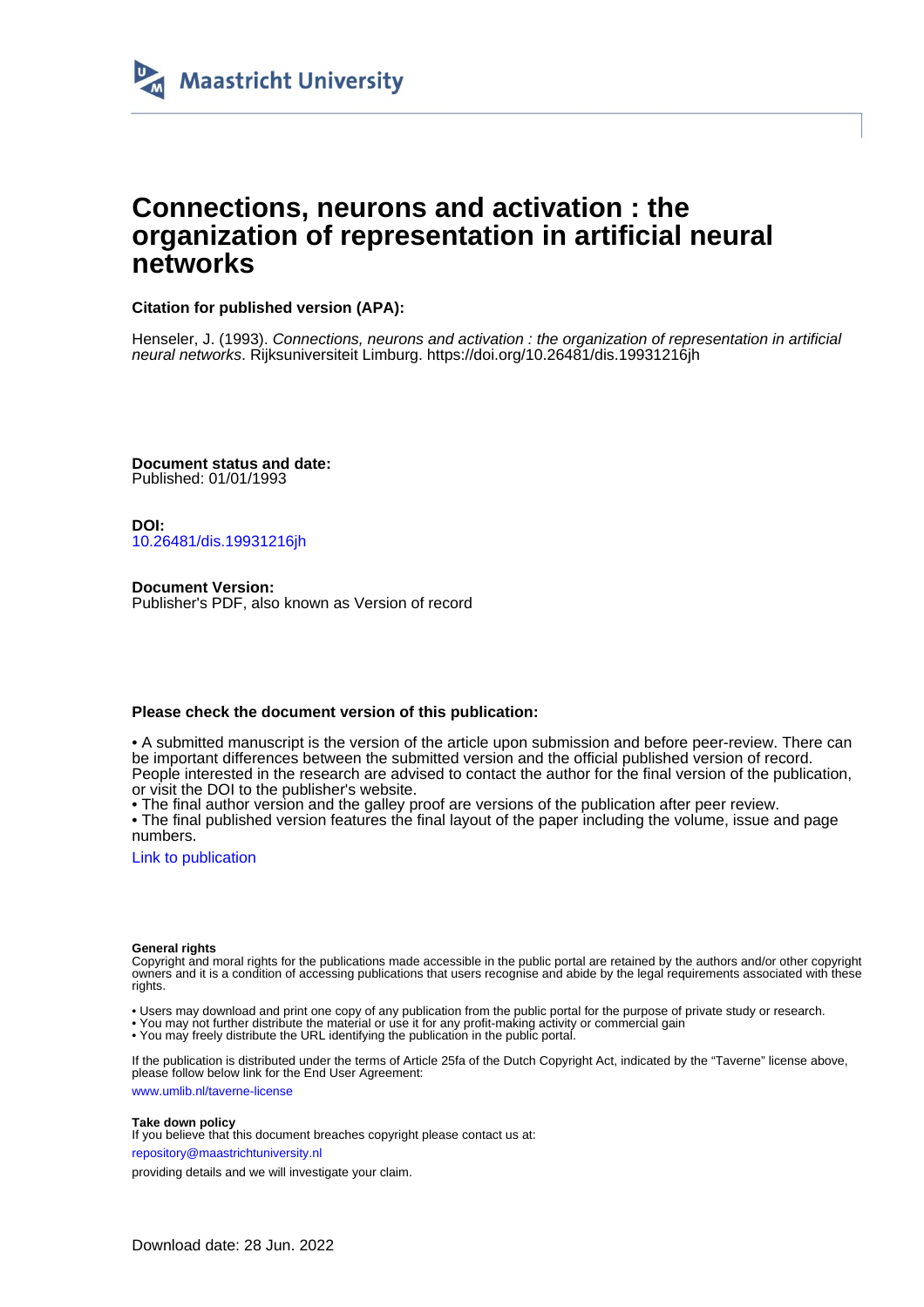Maastricht University

# Connections, neurons and activation : the organization of representation in artificial neural networks

**Citation for published version (APA):**

Henseler, J. (1993). *Connections, neurons and activation : the organization of representation in artificial neural networks*. Rijksuniversiteit Limburg. https://doi.org/10.26481/dis.19931216jh

**Document status and date:**
Published: 01/01/1993

**DOI:**
10.26481/dis.19931216jh

**Document Version:**
Publisher's PDF, also known as Version of record

**Please check the document version of this publication:**

• A submitted manuscript is the version of the article upon submission and before peer-review. There can be important differences between the submitted version and the official published version of record. People interested in the research are advised to contact the author for the final version of the publication, or visit the DOI to the publisher's website.
• The final author version and the galley proof are versions of the publication after peer review.
• The final published version features the final layout of the paper including the volume, issue and page numbers.

Link to publication

**General rights**
Copyright and moral rights for the publications made accessible in the public portal are retained by the authors and/or other copyright owners and it is a condition of accessing publications that users recognise and abide by the legal requirements associated with these rights.

• Users may download and print one copy of any publication from the public portal for the purpose of private study or research.
• You may not further distribute the material or use it for any profit-making activity or commercial gain
• You may freely distribute the URL identifying the publication in the public portal.

If the publication is distributed under the terms of Article 25fa of the Dutch Copyright Act, indicated by the "Taverne" license above, please follow below link for the End User Agreement:

www.umlib.nl/taverne-license

**Take down policy**
If you believe that this document breaches copyright please contact us at:

repository@maastrichtuniversity.nl

providing details and we will investigate your claim.

Download date: 28 Jun. 2022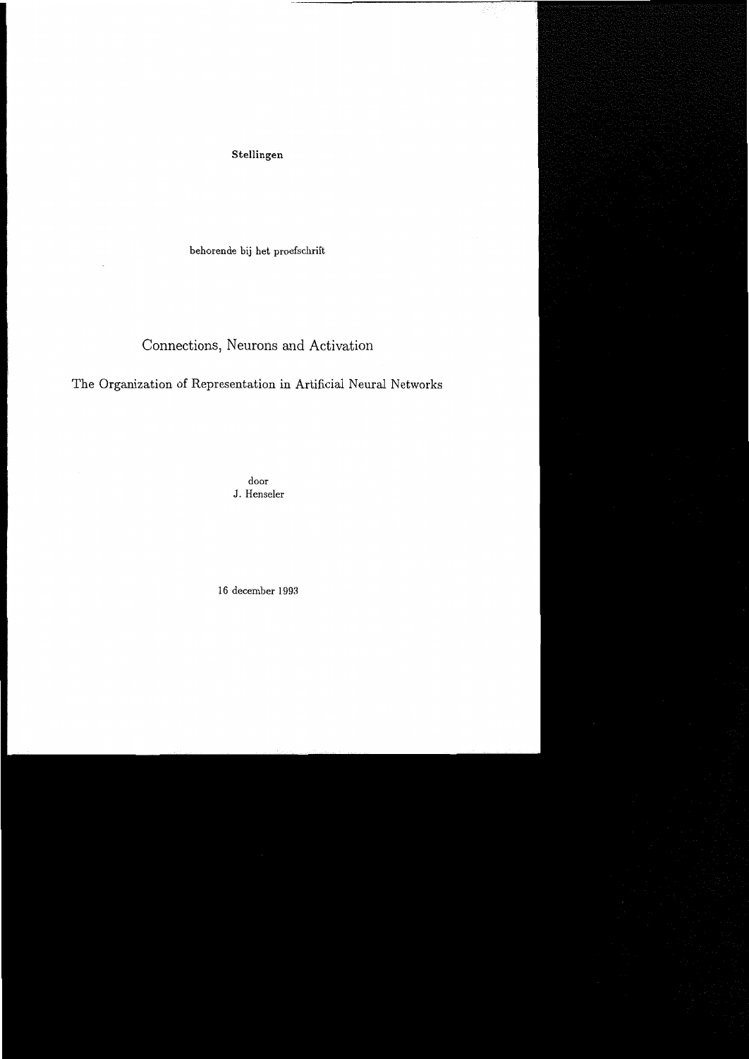**Stellingen**

behorende bij het proefschrift

# Connections, Neurons and Activation

## The Organization of Representation in Artificial Neural Networks

door
J. Henseler

16 december 1993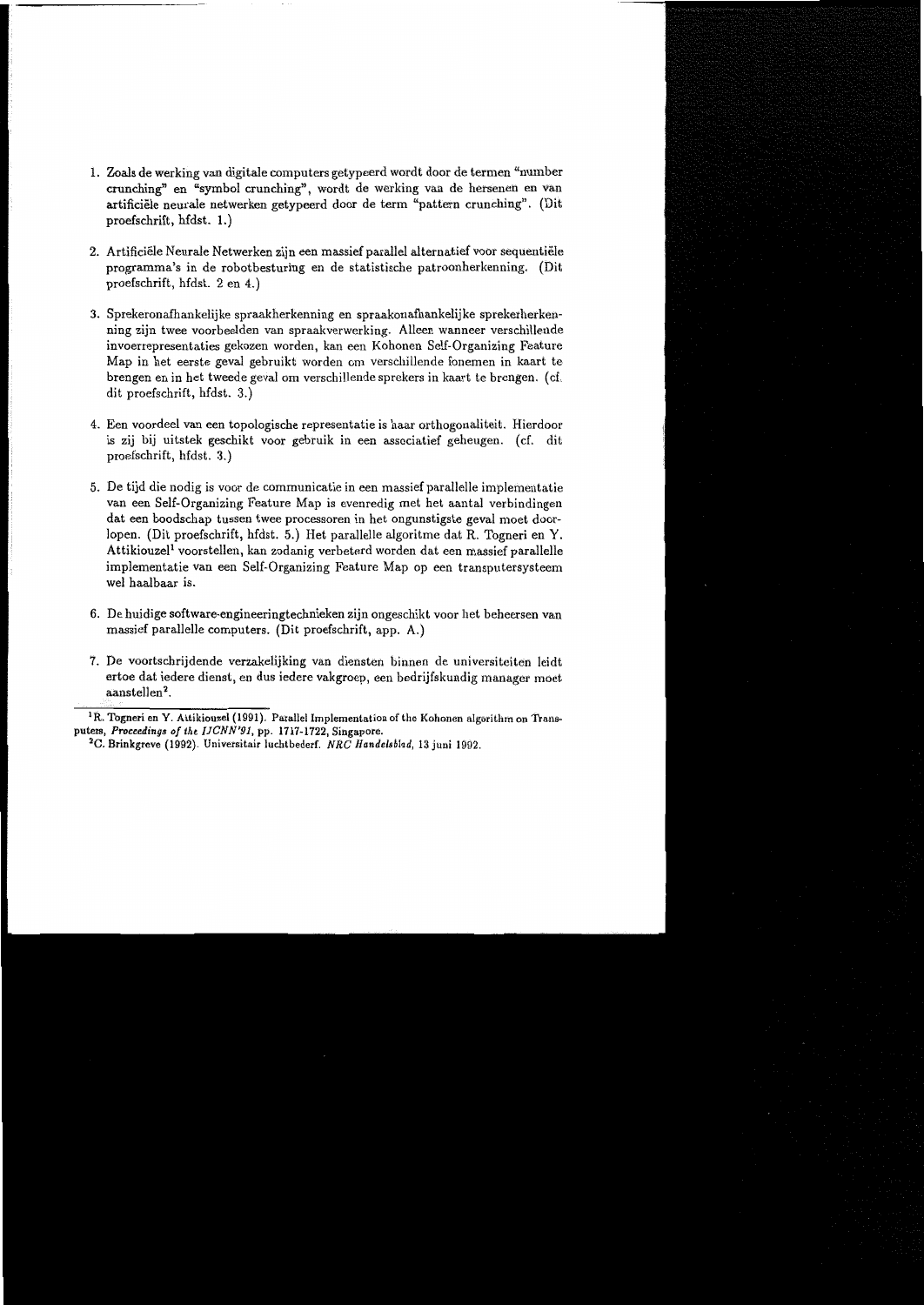1. Zoals de werking van digitale computers getypeerd wordt door de termen "number crunching" en "symbol crunching", wordt de werking van de hersenen en van artificiële neurale netwerken getypeerd door de term "pattern crunching". (Dit proefschrift, hfdst. 1.)

2. Artificiële Neurale Netwerken zijn een massief parallel alternatief voor sequentiële programma's in de robotbesturing en de statistische patroonherkenning. (Dit proefschrift, hfdst. 2 en 4.)

3. Sprekeronafhankelijke spraakherkenning en spraakonafhankelijke sprekerherkenning zijn twee voorbeelden van spraakverwerking. Alleen wanneer verschillende invoerrepresentaties gekozen worden, kan een Kohonen Self-Organizing Feature Map in het eerste geval gebruikt worden om verschillende fonemen in kaart te brengen en in het tweede geval om verschillende sprekers in kaart te brengen. (cf. dit proefschrift, hfdst. 3.)

4. Een voordeel van een topologische representatie is haar orthogonaliteit. Hierdoor is zij bij uitstek geschikt voor gebruik in een associatief geheugen. (cf. dit proefschrift, hfdst. 3.)

5. De tijd die nodig is voor de communicatie in een massief parallelle implementatie van een Self-Organizing Feature Map is evenredig met het aantal verbindingen dat een boodschap tussen twee processoren in het ongunstigste geval moet doorlopen. (Dit proefschrift, hfdst. 5.) Het parallelle algoritme dat R. Togneri en Y. Attikiouzel[1] voorstellen, kan zodanig verbeterd worden dat een massief parallelle implementatie van een Self-Organizing Feature Map op een transputersysteem wel haalbaar is.

6. De huidige software-engineeringtechnieken zijn ongeschikt voor het beheersen van massief parallelle computers. (Dit proefschrift, app. A.)

7. De voortschrijdende verzakelijking van diensten binnen de universiteiten leidt ertoe dat iedere dienst, en dus iedere vakgroep, een bedrijfskundig manager moet aanstellen[2].

---

[1] R. Togneri en Y. Attikiouzel (1991). Parallel Implementation of the Kohonen algorithm on Transputers, *Proceedings of the IJCNN'91*, pp. 1717-1722, Singapore.

[2] C. Brinkgreve (1992). Universitair luchtbederf. *NRC Handelsblad*, 13 juni 1992.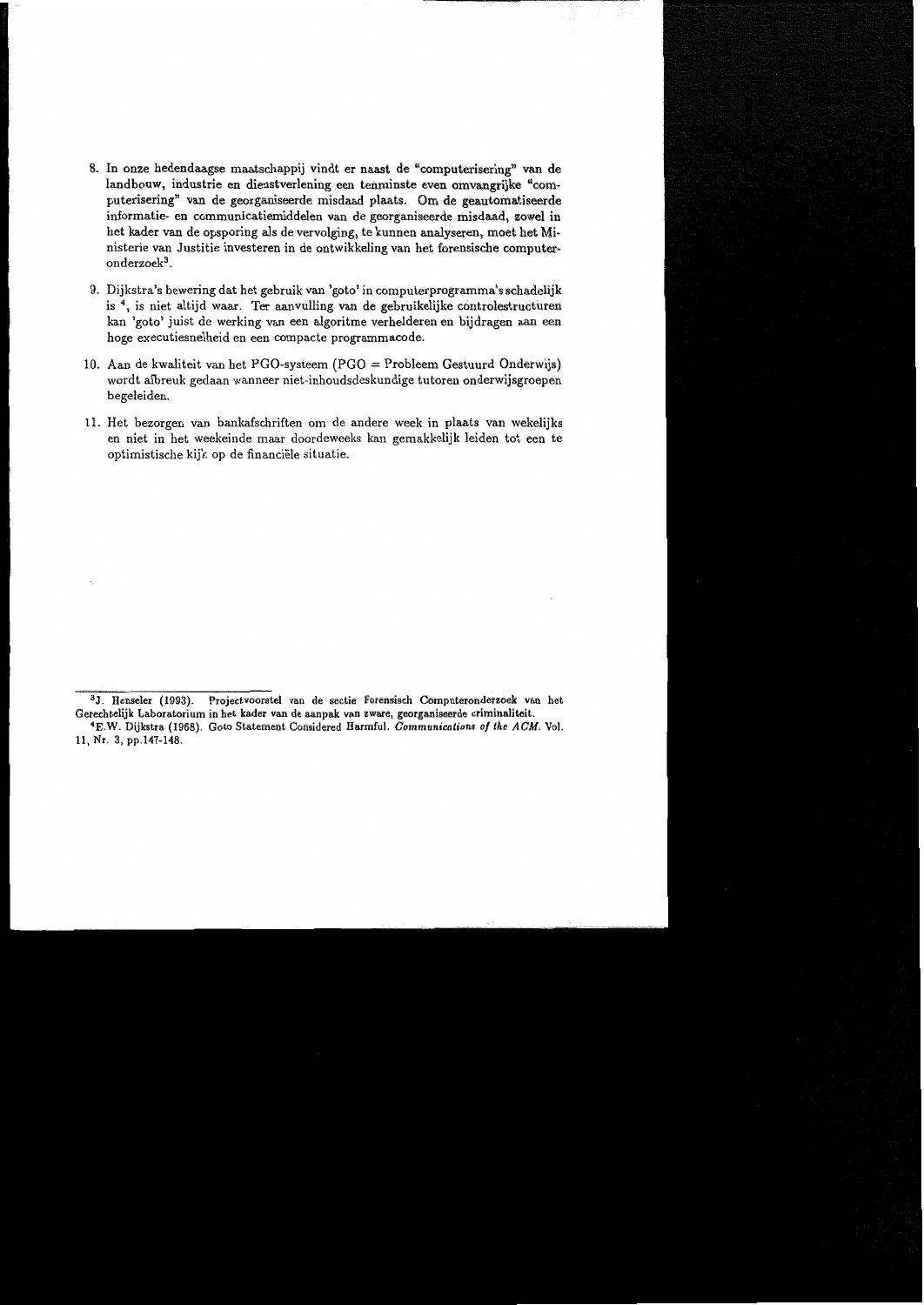8. In onze hedendaagse maatschappij vindt er naast de "computerisering" van de landbouw, industrie en dienstverlening een tenminste even omvangrijke "computerisering" van de georganiseerde misdaad plaats. Om de geautomatiseerde informatie- en communicatiemiddelen van de georganiseerde misdaad, zowel in het kader van de opsporing als de vervolging, te kunnen analyseren, moet het Ministerie van Justitie investeren in de ontwikkeling van het forensische computeronderzoek[3].

9. Dijkstra's bewering dat het gebruik van 'goto' in computerprogramma's schadelijk is [4], is niet altijd waar. Ter aanvulling van de gebruikelijke controlestructuren kan 'goto' juist de werking van een algoritme verhelderen en bijdragen aan een hoge executiesnelheid en een compacte programmacode.

10. Aan de kwaliteit van het PGO-systeem (PGO = Probleem Gestuurd Onderwijs) wordt afbreuk gedaan wanneer niet-inhoudsdeskundige tutoren onderwijsgroepen begeleiden.

11. Het bezorgen van bankafschriften om de andere week in plaats van wekelijks en niet in het weekeinde maar doordeweeks kan gemakkelijk leiden tot een te optimistische kijk op de financiële situatie.

---

[3] J. Henseler (1993). Projectvoorstel van de sectie Forensisch Computeronderzoek van het Gerechtelijk Laboratorium in het kader van de aanpak van zware, georganiseerde criminaliteit.

[4] E.W. Dijkstra (1968). Goto Statement Considered Harmful. *Communications of the ACM*. Vol. 11, Nr. 3, pp.147-148.